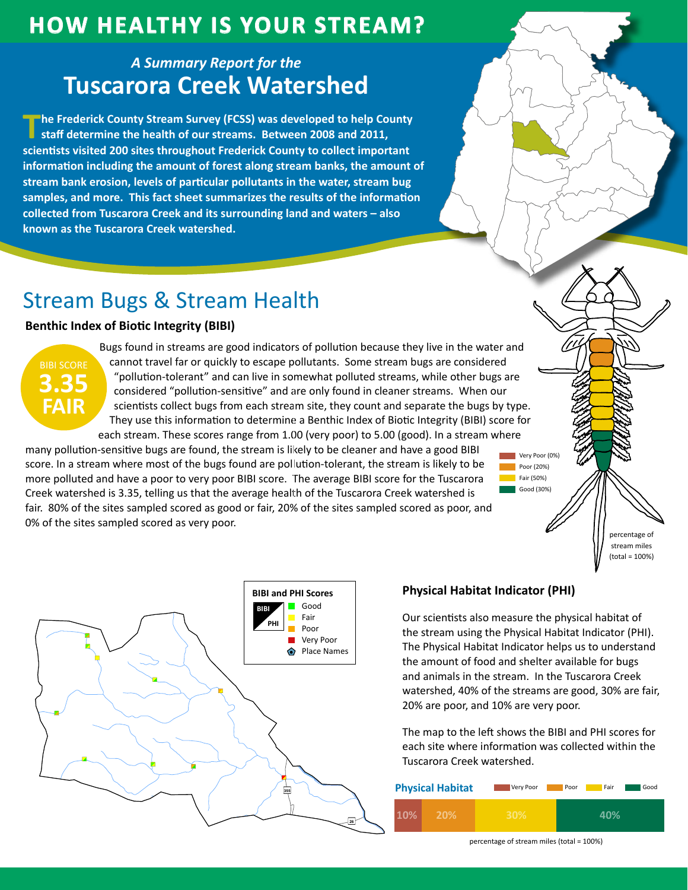# HOW HEALTHY IS YOUR STREAM?

*A Summary Report for the*

## Tuscarora Creek Watershed

**The Frederick County Stream Survey (FCSS) was developed to help County staff determine the health of our streams. Between 2008 and 2011, scientists visited 200 sites throughout Frederick County to collect important information including the amount of forest along stream banks, the amount of stream bank erosion, levels of particular pollutants in the water, stream bug samples, and more. This fact sheet summarizes the results of the information collected from Tuscarora Creek and its surrounding land and waters – also known as the Tuscarora Creek watershed.**

## Stream Bugs & Stream Health

### Benthic Index of Biotic Integrity (BIBI)

BIBI SCORE
**3.35**
**FAIR**

Bugs found in streams are good indicators of pollution because they live in the water and cannot travel far or quickly to escape pollutants. Some stream bugs are considered "pollution-tolerant" and can live in somewhat polluted streams, while other bugs are considered "pollution-sensitive" and are only found in cleaner streams. When our scientists collect bugs from each stream site, they count and separate the bugs by type. They use this information to determine a Benthic Index of Biotic Integrity (BIBI) score for each stream. These scores range from 1.00 (very poor) to 5.00 (good). In a stream where many pollution-sensitive bugs are found, the stream is likely to be cleaner and have a good BIBI score. In a stream where most of the bugs found are pollution-tolerant, the stream is likely to be more polluted and have a poor to very poor BIBI score. The average BIBI score for the Tuscarora Creek watershed is 3.35, telling us that the average health of the Tuscarora Creek watershed is fair. 80% of the sites sampled scored as good or fair, 20% of the sites sampled scored as poor, and 0% of the sites sampled scored as very poor.

- Very Poor (0%)
- Poor (20%)
- Fair (50%)
- Good (30%)

percentage of stream miles (total = 100%)

**BIBI and PHI Scores**

- Good
- Fair
- Poor
- Very Poor
- Place Names

### Physical Habitat Indicator (PHI)

Our scientists also measure the physical habitat of the stream using the Physical Habitat Indicator (PHI). The Physical Habitat Indicator helps us to understand the amount of food and shelter available for bugs and animals in the stream. In the Tuscarora Creek watershed, 40% of the streams are good, 30% are fair, 20% are poor, and 10% are very poor.

The map to the left shows the BIBI and PHI scores for each site where information was collected within the Tuscarora Creek watershed.

**Physical Habitat**

| Very Poor | Poor | Fair | Good |
|---|---|---|---|
| 10% | 20% | 30% | 40% |

percentage of stream miles (total = 100%)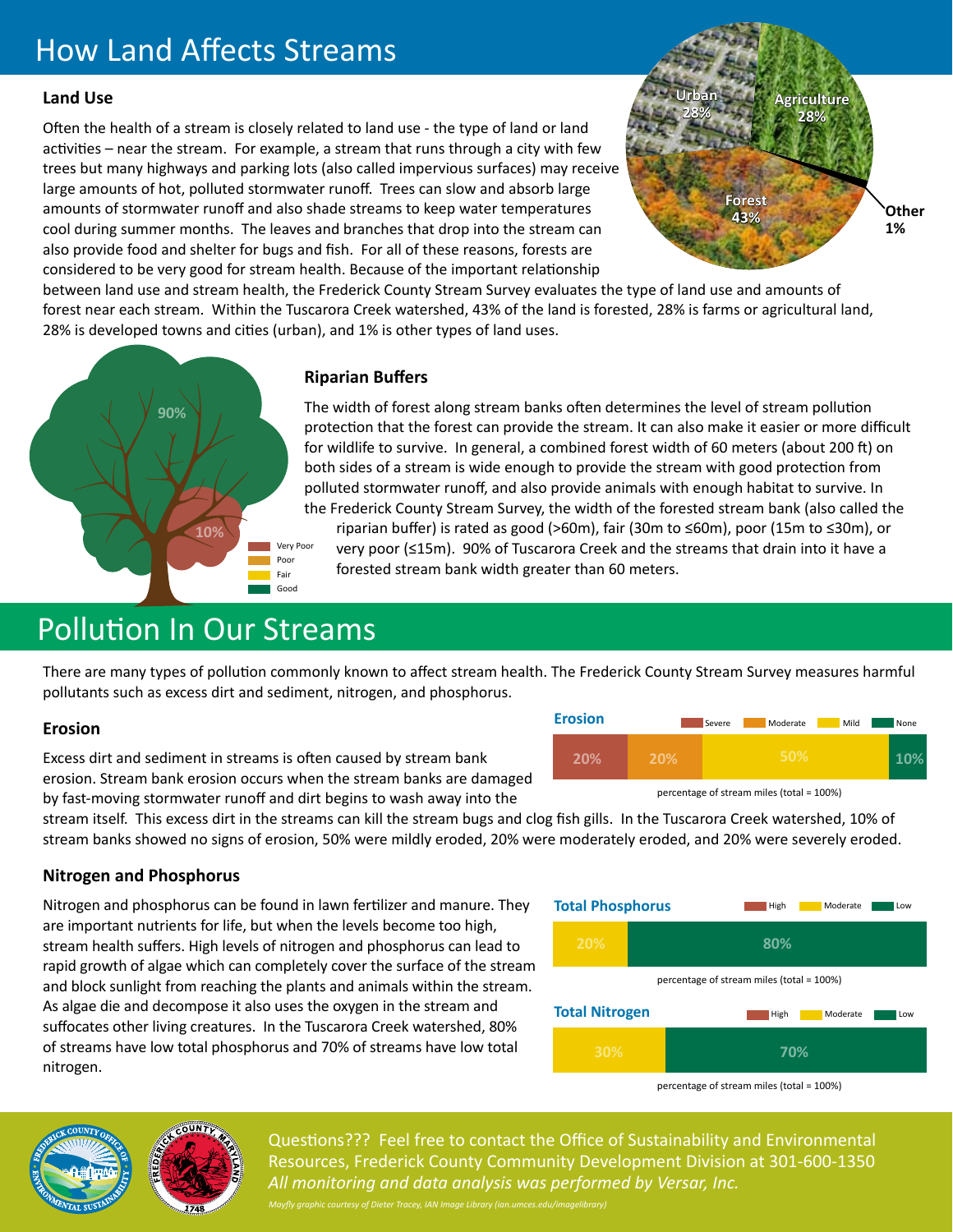# How Land Affects Streams

### Land Use

Often the health of a stream is closely related to land use - the type of land or land activities – near the stream. For example, a stream that runs through a city with few trees but many highways and parking lots (also called impervious surfaces) may receive large amounts of hot, polluted stormwater runoff. Trees can slow and absorb large amounts of stormwater runoff and also shade streams to keep water temperatures cool during summer months. The leaves and branches that drop into the stream can also provide food and shelter for bugs and fish. For all of these reasons, forests are considered to be very good for stream health. Because of the important relationship between land use and stream health, the Frederick County Stream Survey evaluates the type of land use and amounts of forest near each stream. Within the Tuscarora Creek watershed, 43% of the land is forested, 28% is farms or agricultural land, 28% is developed towns and cities (urban), and 1% is other types of land uses.

Urban 28%
Agriculture 28%
Forest 43%
Other 1%

### Riparian Buffers

90%
10%
Very Poor
Poor
Fair
Good

The width of forest along stream banks often determines the level of stream pollution protection that the forest can provide the stream. It can also make it easier or more difficult for wildlife to survive. In general, a combined forest width of 60 meters (about 200 ft) on both sides of a stream is wide enough to provide the stream with good protection from polluted stormwater runoff, and also provide animals with enough habitat to survive. In the Frederick County Stream Survey, the width of the forested stream bank (also called the riparian buffer) is rated as good (>60m), fair (30m to ≤60m), poor (15m to ≤30m), or very poor (≤15m). 90% of Tuscarora Creek and the streams that drain into it have a forested stream bank width greater than 60 meters.

# Pollution In Our Streams

There are many types of pollution commonly known to affect stream health. The Frederick County Stream Survey measures harmful pollutants such as excess dirt and sediment, nitrogen, and phosphorus.

### Erosion

Excess dirt and sediment in streams is often caused by stream bank erosion. Stream bank erosion occurs when the stream banks are damaged by fast-moving stormwater runoff and dirt begins to wash away into the stream itself. This excess dirt in the streams can kill the stream bugs and clog fish gills. In the Tuscarora Creek watershed, 10% of stream banks showed no signs of erosion, 50% were mildly eroded, 20% were moderately eroded, and 20% were severely eroded.

Erosion
Severe
Moderate
Mild
None
20%
20%
50%
10%
percentage of stream miles (total = 100%)

### Nitrogen and Phosphorus

Nitrogen and phosphorus can be found in lawn fertilizer and manure. They are important nutrients for life, but when the levels become too high, stream health suffers. High levels of nitrogen and phosphorus can lead to rapid growth of algae which can completely cover the surface of the stream and block sunlight from reaching the plants and animals within the stream. As algae die and decompose it also uses the oxygen in the stream and suffocates other living creatures. In the Tuscarora Creek watershed, 80% of streams have low total phosphorus and 70% of streams have low total nitrogen.

Total Phosphorus
High
Moderate
Low
20%
80%
percentage of stream miles (total = 100%)

Total Nitrogen
High
Moderate
Low
30%
70%
percentage of stream miles (total = 100%)

Questions??? Feel free to contact the Office of Sustainability and Environmental Resources, Frederick County Community Development Division at 301-600-1350

*All monitoring and data analysis was performed by Versar, Inc.*

*Mayfly graphic courtesy of Dieter Tracey, IAN Image Library (ian.umces.edu/imagelibrary)*